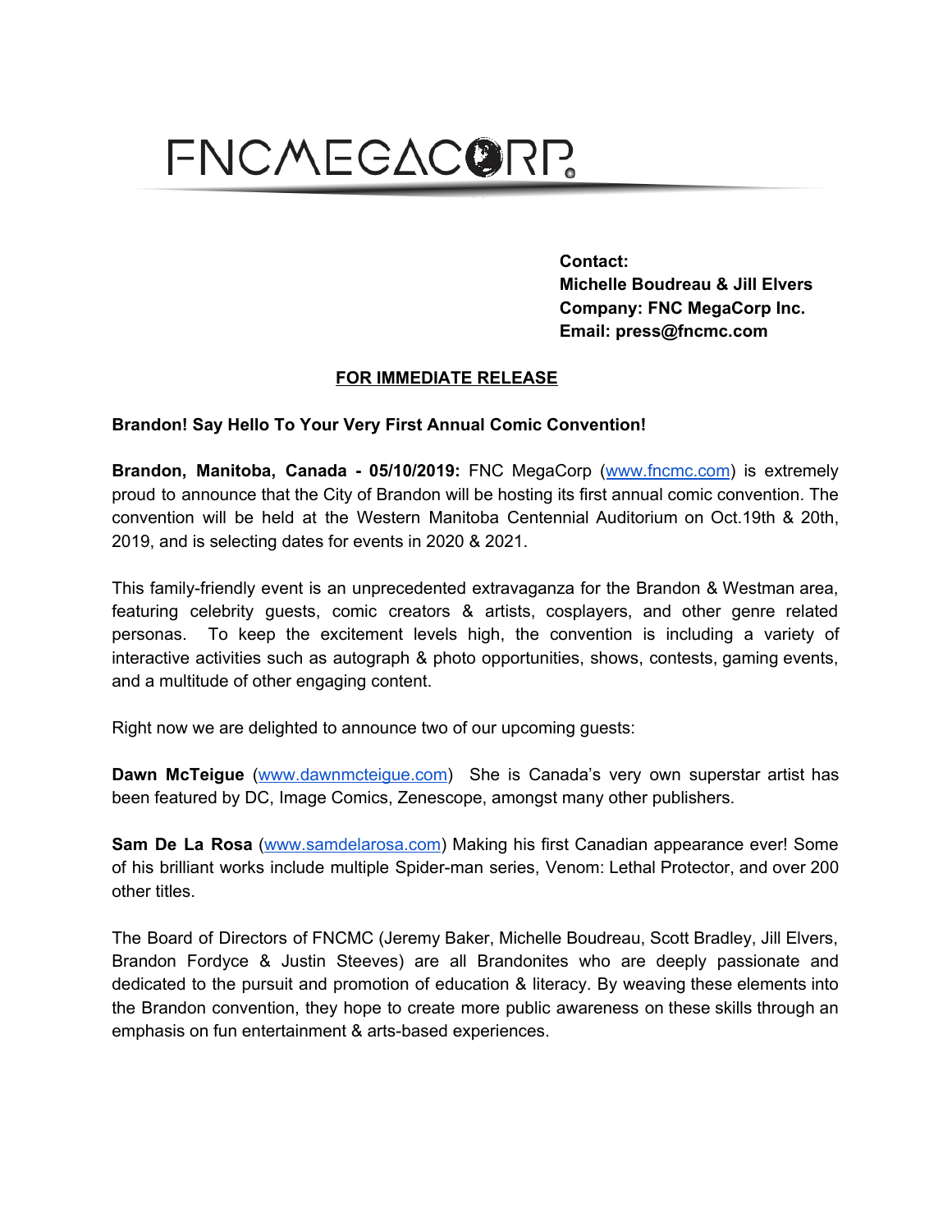FNCMEGACORP

**Contact:**
**Michelle Boudreau & Jill Elvers**
**Company: FNC MegaCorp Inc.**
**Email: press@fncmc.com**

**FOR IMMEDIATE RELEASE**

**Brandon! Say Hello To Your Very First Annual Comic Convention!**

**Brandon, Manitoba, Canada - 05/10/2019:** FNC MegaCorp (www.fncmc.com) is extremely proud to announce that the City of Brandon will be hosting its first annual comic convention. The convention will be held at the Western Manitoba Centennial Auditorium on Oct.19th & 20th, 2019, and is selecting dates for events in 2020 & 2021.

This family-friendly event is an unprecedented extravaganza for the Brandon & Westman area, featuring celebrity guests, comic creators & artists, cosplayers, and other genre related personas. To keep the excitement levels high, the convention is including a variety of interactive activities such as autograph & photo opportunities, shows, contests, gaming events, and a multitude of other engaging content.

Right now we are delighted to announce two of our upcoming guests:

**Dawn McTeigue** (www.dawnmcteigue.com) She is Canada's very own superstar artist has been featured by DC, Image Comics, Zenescope, amongst many other publishers.

**Sam De La Rosa** (www.samdelarosa.com) Making his first Canadian appearance ever! Some of his brilliant works include multiple Spider-man series, Venom: Lethal Protector, and over 200 other titles.

The Board of Directors of FNCMC (Jeremy Baker, Michelle Boudreau, Scott Bradley, Jill Elvers, Brandon Fordyce & Justin Steeves) are all Brandonites who are deeply passionate and dedicated to the pursuit and promotion of education & literacy. By weaving these elements into the Brandon convention, they hope to create more public awareness on these skills through an emphasis on fun entertainment & arts-based experiences.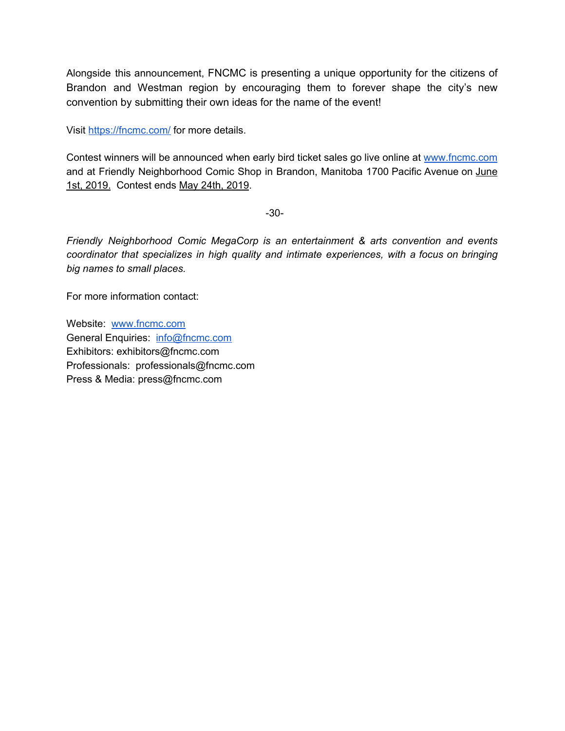Alongside this announcement, FNCMC is presenting a unique opportunity for the citizens of Brandon and Westman region by encouraging them to forever shape the city's new convention by submitting their own ideas for the name of the event!

Visit [https://fncmc.com/](https://fncmc.com/) for more details.

Contest winners will be announced when early bird ticket sales go live online at [www.fncmc.com](http://www.fncmc.com) and at Friendly Neighborhood Comic Shop in Brandon, Manitoba 1700 Pacific Avenue on June 1st, 2019. Contest ends May 24th, 2019.

-30-

*Friendly Neighborhood Comic MegaCorp is an entertainment & arts convention and events coordinator that specializes in high quality and intimate experiences, with a focus on bringing big names to small places.*

For more information contact:

Website: [www.fncmc.com](http://www.fncmc.com)
General Enquiries: [info@fncmc.com](mailto:info@fncmc.com)
Exhibitors: exhibitors@fncmc.com
Professionals: professionals@fncmc.com
Press & Media: press@fncmc.com